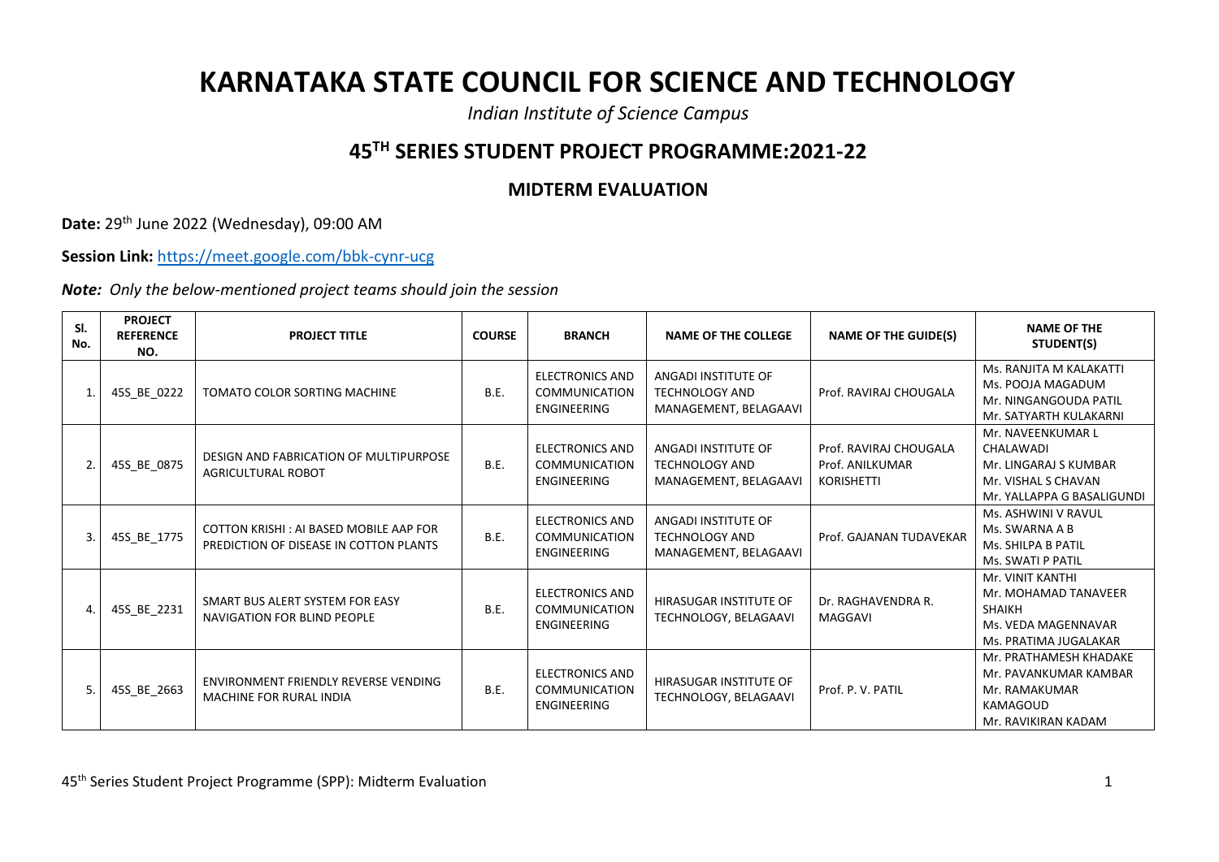# KARNATAKA STATE COUNCIL FOR SCIENCE AND TECHNOLOGY

*Indian Institute of Science Campus*

## 45TH SERIES STUDENT PROJECT PROGRAMME:2021-22

### MIDTERM EVALUATION

**Date:** 29th June 2022 (Wednesday), 09:00 AM

**Session Link:** https://meet.google.com/bbk-cynr-ucg

***Note:*** *Only the below-mentioned project teams should join the session*

| Sl. No. | PROJECT REFERENCE NO. | PROJECT TITLE | COURSE | BRANCH | NAME OF THE COLLEGE | NAME OF THE GUIDE(S) | NAME OF THE STUDENT(S) |
|---|---|---|---|---|---|---|---|
| 1. | 45S_BE_0222 | TOMATO COLOR SORTING MACHINE | B.E. | ELECTRONICS AND COMMUNICATION ENGINEERING | ANGADI INSTITUTE OF TECHNOLOGY AND MANAGEMENT, BELAGAAVI | Prof. RAVIRAJ CHOUGALA | Ms. RANJITA M KALAKATTI<br>Ms. POOJA MAGADUM<br>Mr. NINGANGOUDA PATIL<br>Mr. SATYARTH KULAKARNI |
| 2. | 45S_BE_0875 | DESIGN AND FABRICATION OF MULTIPURPOSE AGRICULTURAL ROBOT | B.E. | ELECTRONICS AND COMMUNICATION ENGINEERING | ANGADI INSTITUTE OF TECHNOLOGY AND MANAGEMENT, BELAGAAVI | Prof. RAVIRAJ CHOUGALA<br>Prof. ANILKUMAR KORISHETTI | Mr. NAVEENKUMAR L CHALAWADI<br>Mr. LINGARAJ S KUMBAR<br>Mr. VISHAL S CHAVAN<br>Mr. YALLAPPA G BASALIGUNDI |
| 3. | 45S_BE_1775 | COTTON KRISHI : AI BASED MOBILE AAP FOR PREDICTION OF DISEASE IN COTTON PLANTS | B.E. | ELECTRONICS AND COMMUNICATION ENGINEERING | ANGADI INSTITUTE OF TECHNOLOGY AND MANAGEMENT, BELAGAAVI | Prof. GAJANAN TUDAVEKAR | Ms. ASHWINI V RAVUL<br>Ms. SWARNA A B<br>Ms. SHILPA B PATIL<br>Ms. SWATI P PATIL |
| 4. | 45S_BE_2231 | SMART BUS ALERT SYSTEM FOR EASY NAVIGATION FOR BLIND PEOPLE | B.E. | ELECTRONICS AND COMMUNICATION ENGINEERING | HIRASUGAR INSTITUTE OF TECHNOLOGY, BELAGAAVI | Dr. RAGHAVENDRA R. MAGGAVI | Mr. VINIT KANTHI<br>Mr. MOHAMAD TANAVEER SHAIKH<br>Ms. VEDA MAGENNAVAR<br>Ms. PRATIMA JUGALAKAR |
| 5. | 45S_BE_2663 | ENVIRONMENT FRIENDLY REVERSE VENDING MACHINE FOR RURAL INDIA | B.E. | ELECTRONICS AND COMMUNICATION ENGINEERING | HIRASUGAR INSTITUTE OF TECHNOLOGY, BELAGAAVI | Prof. P. V. PATIL | Mr. PRATHAMESH KHADAKE<br>Mr. PAVANKUMAR KAMBAR<br>Mr. RAMAKUMAR KAMAGOUD<br>Mr. RAVIKIRAN KADAM |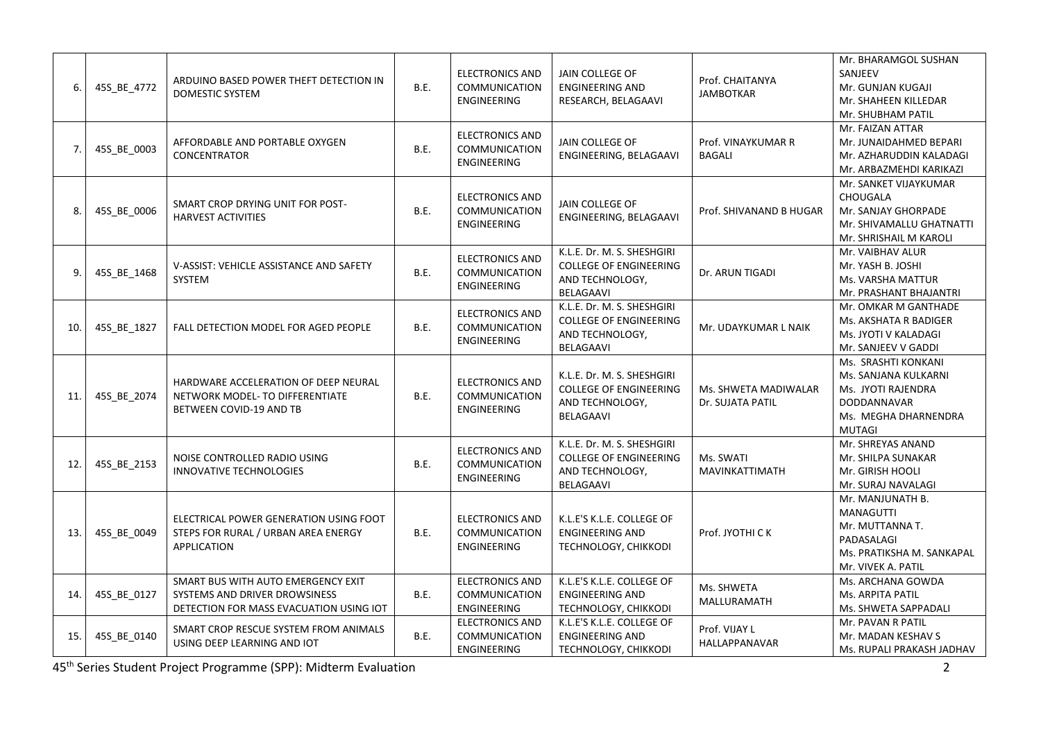| 6. | 45S_BE_4772 | ARDUINO BASED POWER THEFT DETECTION IN DOMESTIC SYSTEM | B.E. | ELECTRONICS AND COMMUNICATION ENGINEERING | JAIN COLLEGE OF ENGINEERING AND RESEARCH, BELAGAAVI | Prof. CHAITANYA JAMBOTKAR | Mr. BHARAMGOL SUSHAN SANJEEV<br>Mr. GUNJAN KUGAJI<br>Mr. SHAHEEN KILLEDAR<br>Mr. SHUBHAM PATIL |
|---|---|---|---|---|---|---|---|
| 7. | 45S_BE_0003 | AFFORDABLE AND PORTABLE OXYGEN CONCENTRATOR | B.E. | ELECTRONICS AND COMMUNICATION ENGINEERING | JAIN COLLEGE OF ENGINEERING, BELAGAAVI | Prof. VINAYKUMAR R BAGALI | Mr. FAIZAN ATTAR<br>Mr. JUNAIDAHMED BEPARI<br>Mr. AZHARUDDIN KALADAGI<br>Mr. ARBAZMEHDI KARIKAZI |
| 8. | 45S_BE_0006 | SMART CROP DRYING UNIT FOR POST-HARVEST ACTIVITIES | B.E. | ELECTRONICS AND COMMUNICATION ENGINEERING | JAIN COLLEGE OF ENGINEERING, BELAGAAVI | Prof. SHIVANAND B HUGAR | Mr. SANKET VIJAYKUMAR CHOUGALA<br>Mr. SANJAY GHORPADE<br>Mr. SHIVAMALLU GHATNATTI<br>Mr. SHRISHAIL M KAROLI |
| 9. | 45S_BE_1468 | V-ASSIST: VEHICLE ASSISTANCE AND SAFETY SYSTEM | B.E. | ELECTRONICS AND COMMUNICATION ENGINEERING | K.L.E. Dr. M. S. SHESHGIRI COLLEGE OF ENGINEERING AND TECHNOLOGY, BELAGAAVI | Dr. ARUN TIGADI | Mr. VAIBHAV ALUR<br>Mr. YASH B. JOSHI<br>Ms. VARSHA MATTUR<br>Mr. PRASHANT BHAJANTRI |
| 10. | 45S_BE_1827 | FALL DETECTION MODEL FOR AGED PEOPLE | B.E. | ELECTRONICS AND COMMUNICATION ENGINEERING | K.L.E. Dr. M. S. SHESHGIRI COLLEGE OF ENGINEERING AND TECHNOLOGY, BELAGAAVI | Mr. UDAYKUMAR L NAIK | Mr. OMKAR M GANTHADE<br>Ms. AKSHATA R BADIGER<br>Ms. JYOTI V KALADAGI<br>Mr. SANJEEV V GADDI |
| 11. | 45S_BE_2074 | HARDWARE ACCELERATION OF DEEP NEURAL NETWORK MODEL- TO DIFFERENTIATE BETWEEN COVID-19 AND TB | B.E. | ELECTRONICS AND COMMUNICATION ENGINEERING | K.L.E. Dr. M. S. SHESHGIRI COLLEGE OF ENGINEERING AND TECHNOLOGY, BELAGAAVI | Ms. SHWETA MADIWALAR<br>Dr. SUJATA PATIL | Ms. SRASHTI KONKANI<br>Ms. SANJANA KULKARNI<br>Ms. JYOTI RAJENDRA DODDANNAVAR<br>Ms. MEGHA DHARNENDRA MUTAGI |
| 12. | 45S_BE_2153 | NOISE CONTROLLED RADIO USING INNOVATIVE TECHNOLOGIES | B.E. | ELECTRONICS AND COMMUNICATION ENGINEERING | K.L.E. Dr. M. S. SHESHGIRI COLLEGE OF ENGINEERING AND TECHNOLOGY, BELAGAAVI | Ms. SWATI MAVINKATTIMATH | Mr. SHREYAS ANAND<br>Mr. SHILPA SUNAKAR<br>Mr. GIRISH HOOLI<br>Mr. SURAJ NAVALAGI |
| 13. | 45S_BE_0049 | ELECTRICAL POWER GENERATION USING FOOT STEPS FOR RURAL / URBAN AREA ENERGY APPLICATION | B.E. | ELECTRONICS AND COMMUNICATION ENGINEERING | K.L.E'S K.L.E. COLLEGE OF ENGINEERING AND TECHNOLOGY, CHIKKODI | Prof. JYOTHI C K | Mr. MANJUNATH B. MANAGUTTI<br>Mr. MUTTANNA T. PADASALAGI<br>Ms. PRATIKSHA M. SANKAPAL<br>Mr. VIVEK A. PATIL |
| 14. | 45S_BE_0127 | SMART BUS WITH AUTO EMERGENCY EXIT SYSTEMS AND DRIVER DROWSINESS DETECTION FOR MASS EVACUATION USING IOT | B.E. | ELECTRONICS AND COMMUNICATION ENGINEERING | K.L.E'S K.L.E. COLLEGE OF ENGINEERING AND TECHNOLOGY, CHIKKODI | Ms. SHWETA MALLURAMATH | Ms. ARCHANA GOWDA<br>Ms. ARPITA PATIL<br>Ms. SHWETA SAPPADALI |
| 15. | 45S_BE_0140 | SMART CROP RESCUE SYSTEM FROM ANIMALS USING DEEP LEARNING AND IOT | B.E. | ELECTRONICS AND COMMUNICATION ENGINEERING | K.L.E'S K.L.E. COLLEGE OF ENGINEERING AND TECHNOLOGY, CHIKKODI | Prof. VIJAY L HALLAPPANAVAR | Mr. PAVAN R PATIL<br>Mr. MADAN KESHAV S<br>Ms. RUPALI PRAKASH JADHAV |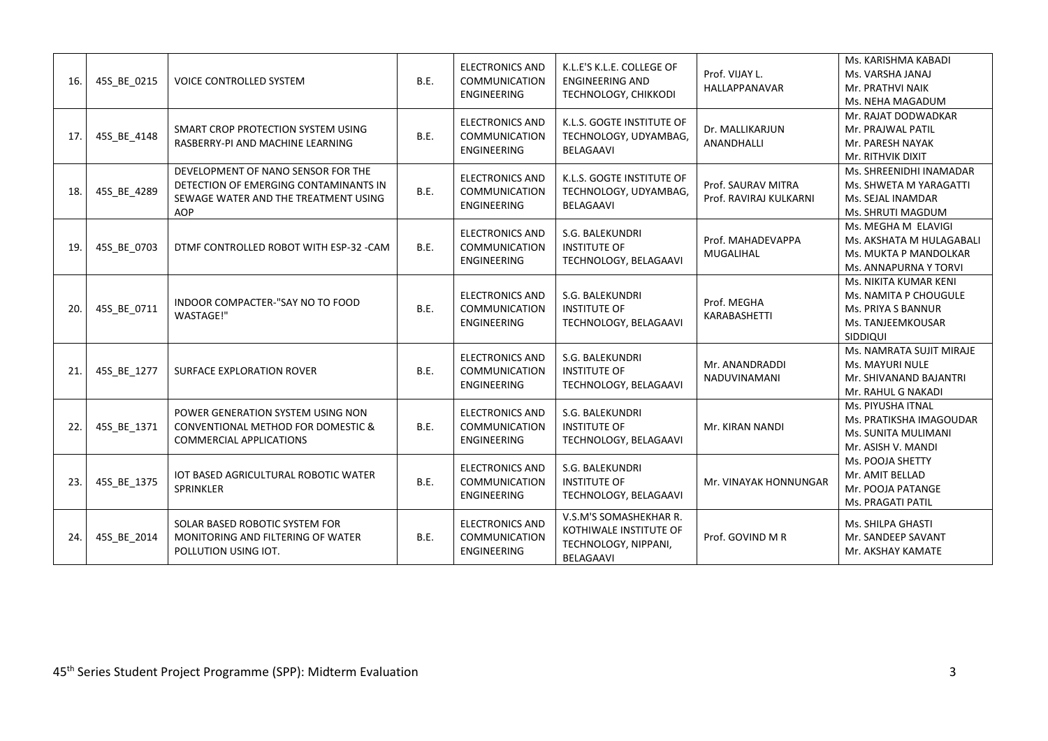| | | | | | | | |
|---|---|---|---|---|---|---|---|
| 16. | 45S_BE_0215 | VOICE CONTROLLED SYSTEM | B.E. | ELECTRONICS AND COMMUNICATION ENGINEERING | K.L.E'S K.L.E. COLLEGE OF ENGINEERING AND TECHNOLOGY, CHIKKODI | Prof. VIJAY L. HALLAPPANAVAR | Ms. KARISHMA KABADI<br>Ms. VARSHA JANAJ<br>Mr. PRATHVI NAIK<br>Ms. NEHA MAGADUM |
| 17. | 45S_BE_4148 | SMART CROP PROTECTION SYSTEM USING RASBERRY-PI AND MACHINE LEARNING | B.E. | ELECTRONICS AND COMMUNICATION ENGINEERING | K.L.S. GOGTE INSTITUTE OF TECHNOLOGY, UDYAMBAG, BELAGAAVI | Dr. MALLIKARJUN ANANDHALLI | Mr. RAJAT DODWADKAR<br>Mr. PRAJWAL PATIL<br>Mr. PARESH NAYAK<br>Mr. RITHVIK DIXIT |
| 18. | 45S_BE_4289 | DEVELOPMENT OF NANO SENSOR FOR THE DETECTION OF EMERGING CONTAMINANTS IN SEWAGE WATER AND THE TREATMENT USING AOP | B.E. | ELECTRONICS AND COMMUNICATION ENGINEERING | K.L.S. GOGTE INSTITUTE OF TECHNOLOGY, UDYAMBAG, BELAGAAVI | Prof. SAURAV MITRA<br>Prof. RAVIRAJ KULKARNI | Ms. SHREENIDHI INAMADAR<br>Ms. SHWETA M YARAGATTI<br>Ms. SEJAL INAMDAR<br>Ms. SHRUTI MAGDUM |
| 19. | 45S_BE_0703 | DTMF CONTROLLED ROBOT WITH ESP-32 -CAM | B.E. | ELECTRONICS AND COMMUNICATION ENGINEERING | S.G. BALEKUNDRI INSTITUTE OF TECHNOLOGY, BELAGAAVI | Prof. MAHADEVAPPA MUGALIHAL | Ms. MEGHA M ELAVIGI<br>Ms. AKSHATA M HULAGABALI<br>Ms. MUKTA P MANDOLKAR<br>Ms. ANNAPURNA Y TORVI |
| 20. | 45S_BE_0711 | INDOOR COMPACTER-"SAY NO TO FOOD WASTAGE!" | B.E. | ELECTRONICS AND COMMUNICATION ENGINEERING | S.G. BALEKUNDRI INSTITUTE OF TECHNOLOGY, BELAGAAVI | Prof. MEGHA KARABASHETTI | Ms. NIKITA KUMAR KENI<br>Ms. NAMITA P CHOUGULE<br>Ms. PRIYA S BANNUR<br>Ms. TANJEEMKOUSAR SIDDIQUI |
| 21. | 45S_BE_1277 | SURFACE EXPLORATION ROVER | B.E. | ELECTRONICS AND COMMUNICATION ENGINEERING | S.G. BALEKUNDRI INSTITUTE OF TECHNOLOGY, BELAGAAVI | Mr. ANANDRADDI NADUVINAMANI | Ms. NAMRATA SUJIT MIRAJE<br>Ms. MAYURI NULE<br>Mr. SHIVANAND BAJANTRI<br>Mr. RAHUL G NAKADI |
| 22. | 45S_BE_1371 | POWER GENERATION SYSTEM USING NON CONVENTIONAL METHOD FOR DOMESTIC & COMMERCIAL APPLICATIONS | B.E. | ELECTRONICS AND COMMUNICATION ENGINEERING | S.G. BALEKUNDRI INSTITUTE OF TECHNOLOGY, BELAGAAVI | Mr. KIRAN NANDI | Ms. PIYUSHA ITNAL<br>Ms. PRATIKSHA IMAGOUDAR<br>Ms. SUNITA MULIMANI<br>Mr. ASISH V. MANDI |
| 23. | 45S_BE_1375 | IOT BASED AGRICULTURAL ROBOTIC WATER SPRINKLER | B.E. | ELECTRONICS AND COMMUNICATION ENGINEERING | S.G. BALEKUNDRI INSTITUTE OF TECHNOLOGY, BELAGAAVI | Mr. VINAYAK HONNUNGAR | Ms. POOJA SHETTY<br>Mr. AMIT BELLAD<br>Mr. POOJA PATANGE<br>Ms. PRAGATI PATIL |
| 24. | 45S_BE_2014 | SOLAR BASED ROBOTIC SYSTEM FOR MONITORING AND FILTERING OF WATER POLLUTION USING IOT. | B.E. | ELECTRONICS AND COMMUNICATION ENGINEERING | V.S.M'S SOMASHEKHAR R. KOTHIWALE INSTITUTE OF TECHNOLOGY, NIPPANI, BELAGAAVI | Prof. GOVIND M R | Ms. SHILPA GHASTI<br>Mr. SANDEEP SAVANT<br>Mr. AKSHAY KAMATE |